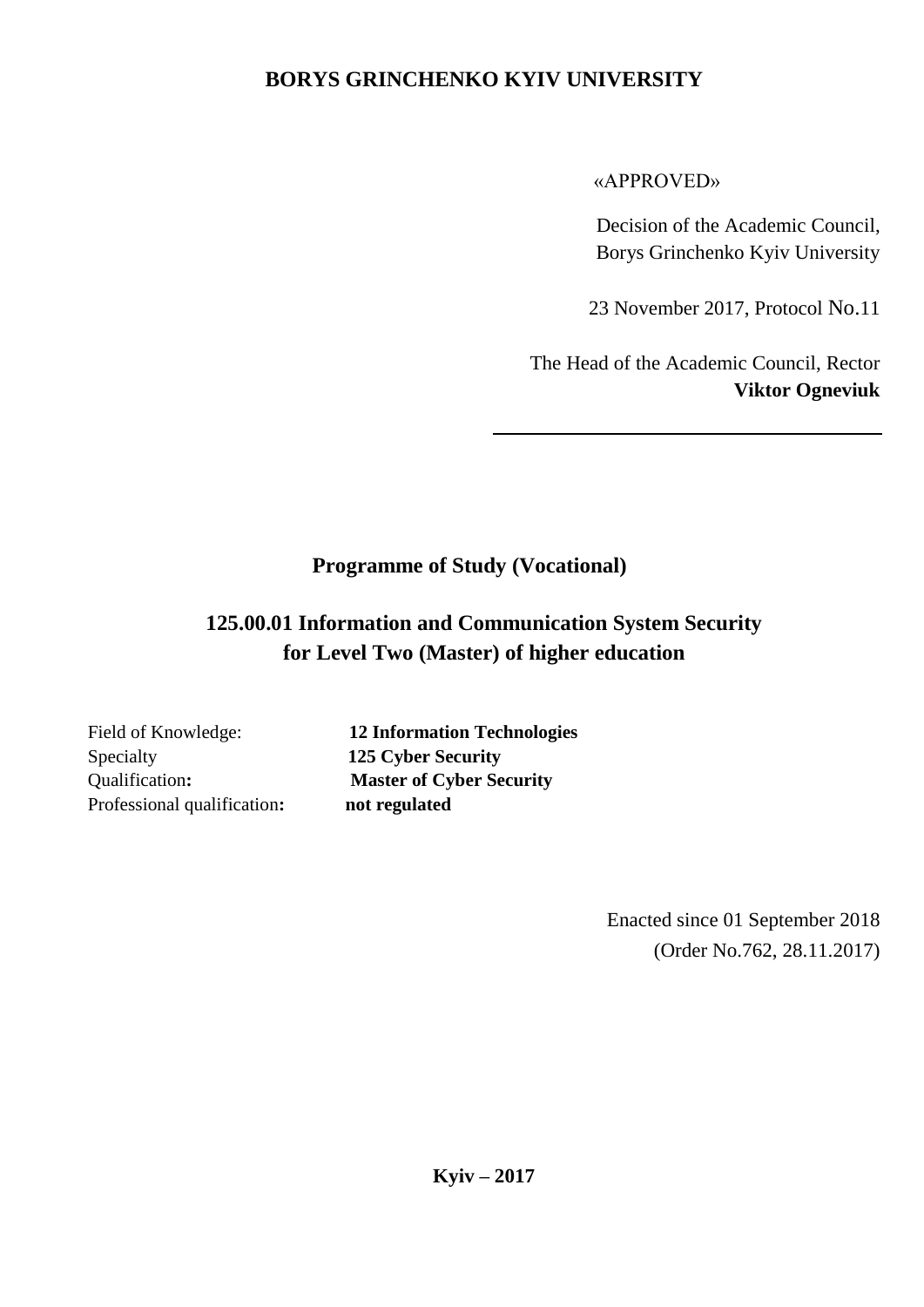**BORYS GRINCHENKO KYIV UNIVERSITY**

«APPROVED»

Decision of the Academic Council,
Borys Grinchenko Kyiv University

23 November 2017, Protocol No.11

The Head of the Academic Council, Rector
**Viktor Ogneviuk**

______________________________

# Programme of Study (Vocational)

# 125.00.01 Information and Communication System Security for Level Two (Master) of higher education

Field of Knowledge: **12 Information Technologies**
Specialty **125 Cyber Security**
Qualification**:** **Master of Cyber Security**
Professional qualification**:** **not regulated**

Enacted since 01 September 2018
(Order No.762, 28.11.2017)

**Kyiv – 2017**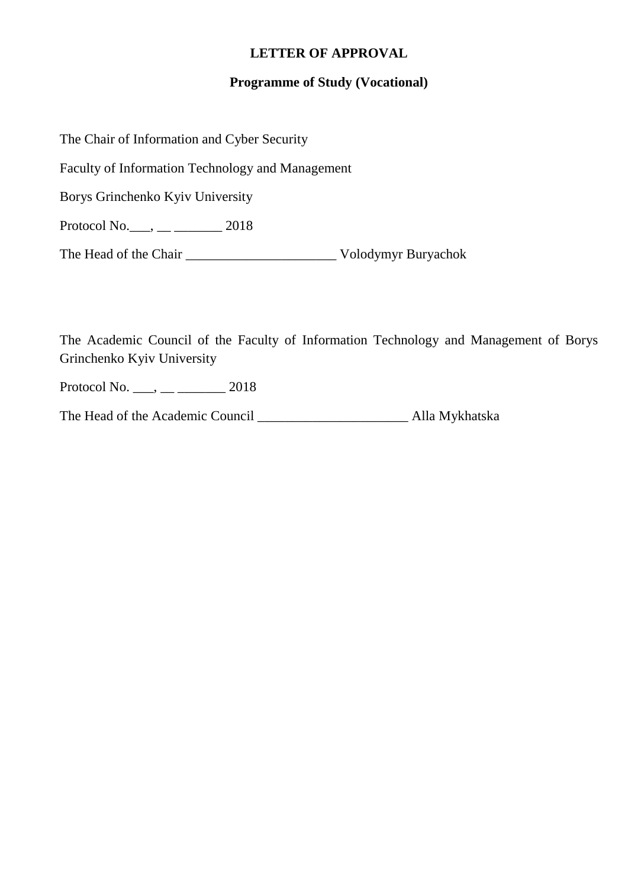**LETTER OF APPROVAL**

**Programme of Study (Vocational)**

The Chair of Information and Cyber Security

Faculty of Information Technology and Management

Borys Grinchenko Kyiv University

Protocol No.___, __ _______ 2018

The Head of the Chair _____________________ Volodymyr Buryachok

The Academic Council of the Faculty of Information Technology and Management of Borys Grinchenko Kyiv University

Protocol No. ___, __ _______ 2018

The Head of the Academic Council _____________________ Alla Mykhatska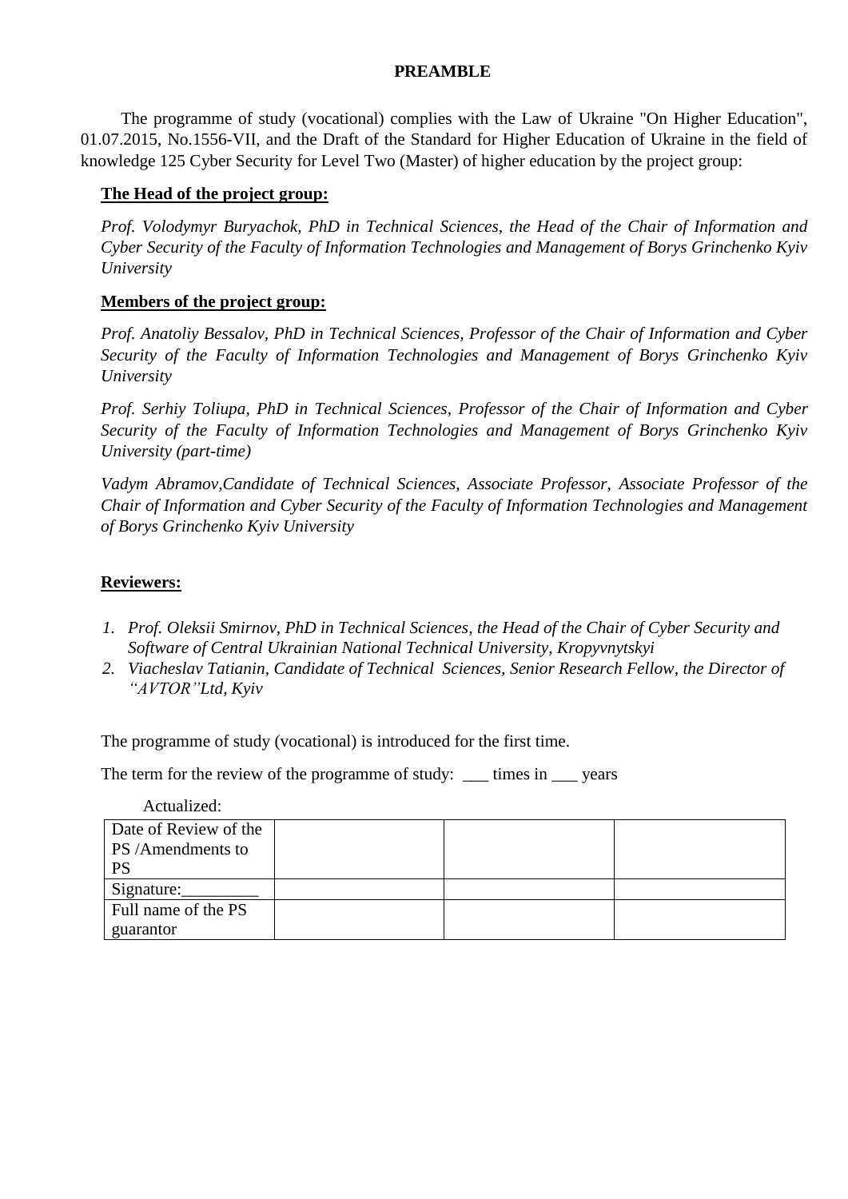## PREAMBLE

The programme of study (vocational) complies with the Law of Ukraine "On Higher Education", 01.07.2015, No.1556-VII, and the Draft of the Standard for Higher Education of Ukraine in the field of knowledge 125 Cyber Security for Level Two (Master) of higher education by the project group:

**The Head of the project group:**

*Prof. Volodymyr Buryachok, PhD in Technical Sciences, the Head of the Chair of Information and Cyber Security of the Faculty of Information Technologies and Management of Borys Grinchenko Kyiv University*

**Members of the project group:**

*Prof. Anatoliy Bessalov, PhD in Technical Sciences, Professor of the Chair of Information and Cyber Security of the Faculty of Information Technologies and Management of Borys Grinchenko Kyiv University*

*Prof. Serhiy Toliupa, PhD in Technical Sciences, Professor of the Chair of Information and Cyber Security of the Faculty of Information Technologies and Management of Borys Grinchenko Kyiv University (part-time)*

*Vadym Abramov,Candidate of Technical Sciences, Associate Professor, Associate Professor of the Chair of Information and Cyber Security of the Faculty of Information Technologies and Management of Borys Grinchenko Kyiv University*

**Reviewers:**

1. *Prof. Oleksii Smirnov, PhD in Technical Sciences, the Head of the Chair of Cyber Security and Software of Central Ukrainian National Technical University, Kropyvnytskyi*
2. *Viacheslav Tatianin, Candidate of Technical Sciences, Senior Research Fellow, the Director of "AVTOR"Ltd, Kyiv*

The programme of study (vocational) is introduced for the first time.

The term for the review of the programme of study: ___ times in ___ years

Actualized:

| Date of Review of the PS /Amendments to PS | | | |
|---|---|---|---|
| Signature:_________ | | | |
| Full name of the PS guarantor | | | |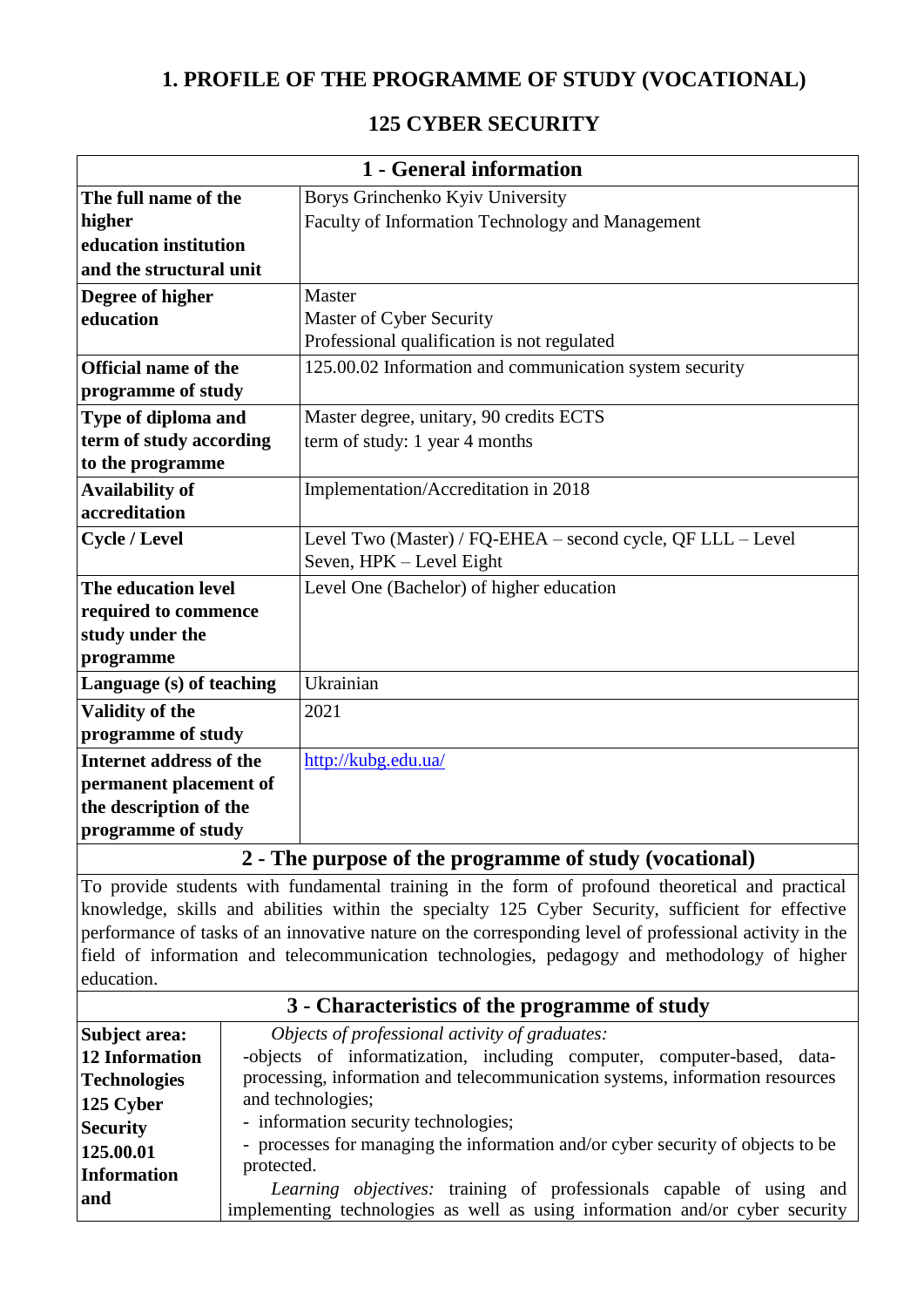# 1. PROFILE OF THE PROGRAMME OF STUDY (VOCATIONAL)

## 125 CYBER SECURITY

| 1 - General information | |
|---|---|
| **The full name of the higher education institution and the structural unit** | Borys Grinchenko Kyiv University<br>Faculty of Information Technology and Management |
| **Degree of higher education** | Master<br>Master of Cyber Security<br>Professional qualification is not regulated |
| **Official name of the programme of study** | 125.00.02 Information and communication system security |
| **Type of diploma and term of study according to the programme** | Master degree, unitary, 90 credits ECTS<br>term of study: 1 year 4 months |
| **Availability of accreditation** | Implementation/Accreditation in 2018 |
| **Cycle / Level** | Level Two (Master) / FQ-EHEA – second cycle, QF LLL – Level Seven, HPK – Level Eight |
| **The education level required to commence study under the programme** | Level One (Bachelor) of higher education |
| **Language (s) of teaching** | Ukrainian |
| **Validity of the programme of study** | 2021 |
| **Internet address of the permanent placement of the description of the programme of study** | http://kubg.edu.ua/ |

| 2 - The purpose of the programme of study (vocational) |
|---|
| To provide students with fundamental training in the form of profound theoretical and practical knowledge, skills and abilities within the specialty 125 Cyber Security, sufficient for effective performance of tasks of an innovative nature on the corresponding level of professional activity in the field of information and telecommunication technologies, pedagogy and methodology of higher education. |

| 3 - Characteristics of the programme of study | |
|---|---|
| **Subject area:**<br>**12 Information Technologies**<br>**125 Cyber Security**<br>**125.00.01 Information and** | *Objects of professional activity of graduates:*<br>-objects of informatization, including computer, computer-based, data-processing, information and telecommunication systems, information resources and technologies;<br>- information security technologies;<br>- processes for managing the information and/or cyber security of objects to be protected.<br>*Learning objectives:* training of professionals capable of using and implementing technologies as well as using information and/or cyber security |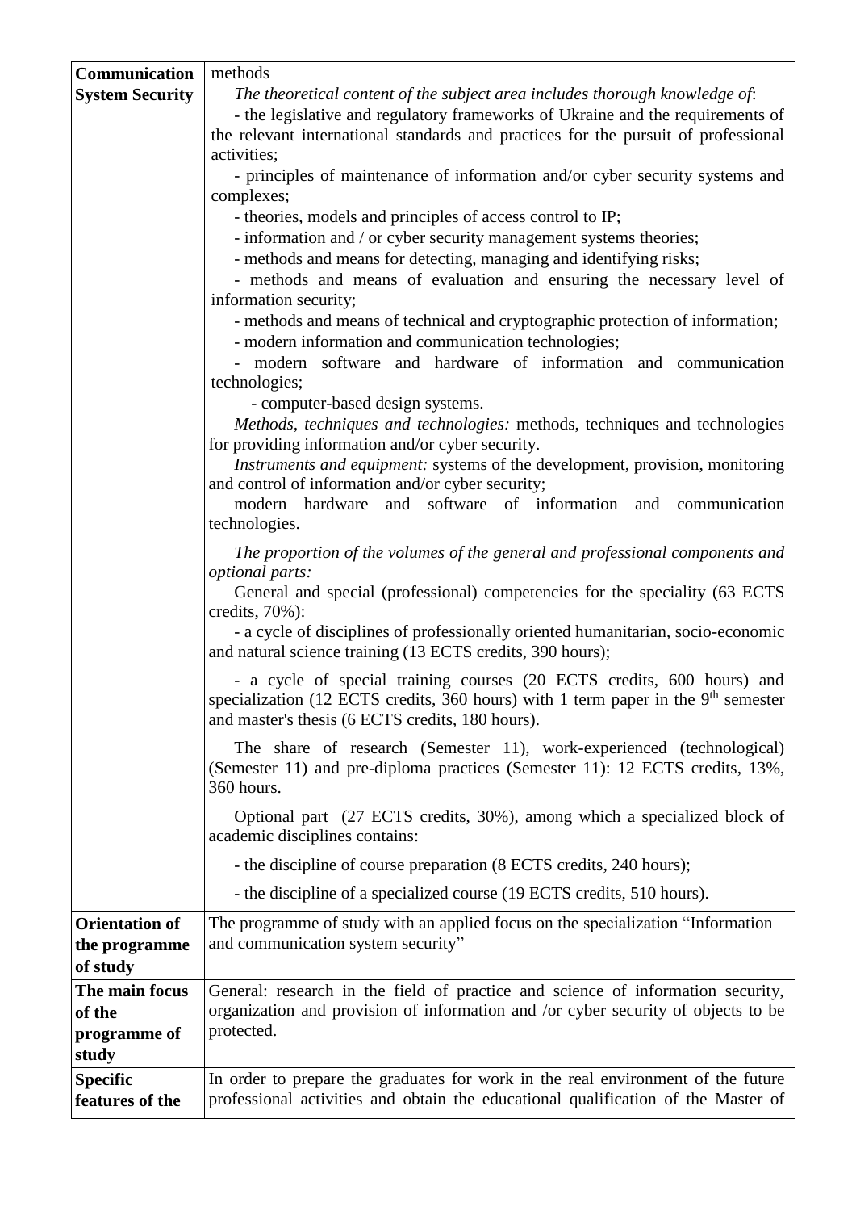| | |
|---|---|
| **Communication System Security** | methods<br>*The theoretical content of the subject area includes thorough knowledge of*:<br>- the legislative and regulatory frameworks of Ukraine and the requirements of the relevant international standards and practices for the pursuit of professional activities;<br>- principles of maintenance of information and/or cyber security systems and complexes;<br>- theories, models and principles of access control to IP;<br>- information and / or cyber security management systems theories;<br>- methods and means for detecting, managing and identifying risks;<br>- methods and means of evaluation and ensuring the necessary level of information security;<br>- methods and means of technical and cryptographic protection of information;<br>- modern information and communication technologies;<br>- modern software and hardware of information and communication technologies;<br>- computer-based design systems.<br>*Methods, techniques and technologies:* methods, techniques and technologies for providing information and/or cyber security.<br>*Instruments and equipment:* systems of the development, provision, monitoring and control of information and/or cyber security;<br>modern hardware and software of information and communication technologies.<br>*The proportion of the volumes of the general and professional components and optional parts:*<br>General and special (professional) competencies for the speciality (63 ECTS credits, 70%):<br>- a cycle of disciplines of professionally oriented humanitarian, socio-economic and natural science training (13 ECTS credits, 390 hours);<br>- a cycle of special training courses (20 ECTS credits, 600 hours) and specialization (12 ECTS credits, 360 hours) with 1 term paper in the 9th semester and master's thesis (6 ECTS credits, 180 hours).<br>The share of research (Semester 11), work-experienced (technological) (Semester 11) and pre-diploma practices (Semester 11): 12 ECTS credits, 13%, 360 hours.<br>Optional part (27 ECTS credits, 30%), among which a specialized block of academic disciplines contains:<br>- the discipline of course preparation (8 ECTS credits, 240 hours);<br>- the discipline of a specialized course (19 ECTS credits, 510 hours). |
| **Orientation of the programme of study** | The programme of study with an applied focus on the specialization "Information and communication system security" |
| **The main focus of the programme of study** | General: research in the field of practice and science of information security, organization and provision of information and /or cyber security of objects to be protected. |
| **Specific features of the** | In order to prepare the graduates for work in the real environment of the future professional activities and obtain the educational qualification of the Master of |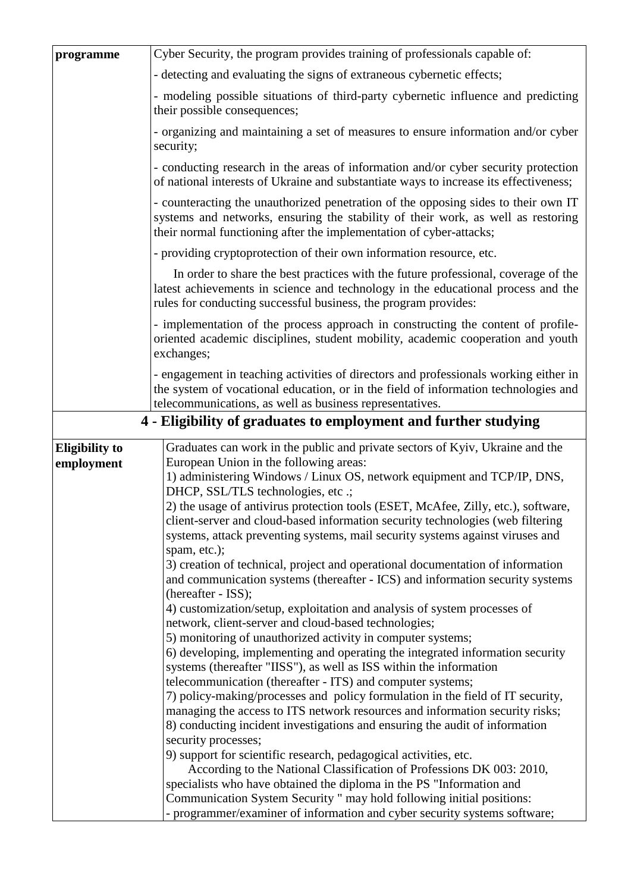| | |
|---|---|
| **programme** | Cyber Security, the program provides training of professionals capable of:<br>- detecting and evaluating the signs of extraneous cybernetic effects;<br>- modeling possible situations of third-party cybernetic influence and predicting their possible consequences;<br>- organizing and maintaining a set of measures to ensure information and/or cyber security;<br>- conducting research in the areas of information and/or cyber security protection of national interests of Ukraine and substantiate ways to increase its effectiveness;<br>- counteracting the unauthorized penetration of the opposing sides to their own IT systems and networks, ensuring the stability of their work, as well as restoring their normal functioning after the implementation of cyber-attacks;<br>- providing cryptoprotection of their own information resource, etc.<br>In order to share the best practices with the future professional, coverage of the latest achievements in science and technology in the educational process and the rules for conducting successful business, the program provides:<br>- implementation of the process approach in constructing the content of profile-oriented academic disciplines, student mobility, academic cooperation and youth exchanges;<br>- engagement in teaching activities of directors and professionals working either in the system of vocational education, or in the field of information technologies and telecommunications, as well as business representatives. |
| **4 - Eligibility of graduates to employment and further studying** | |
| **Eligibility to employment** | Graduates can work in the public and private sectors of Kyiv, Ukraine and the European Union in the following areas:<br>1) administering Windows / Linux OS, network equipment and TCP/IP, DNS, DHCP, SSL/TLS technologies, etc .;<br>2) the usage of antivirus protection tools (ESET, McAfee, Zilly, etc.), software, client-server and cloud-based information security technologies (web filtering systems, attack preventing systems, mail security systems against viruses and spam, etc.);<br>3) creation of technical, project and operational documentation of information and communication systems (thereafter - ICS) and information security systems (hereafter - ISS);<br>4) customization/setup, exploitation and analysis of system processes of network, client-server and cloud-based technologies;<br>5) monitoring of unauthorized activity in computer systems;<br>6) developing, implementing and operating the integrated information security systems (thereafter "IISS"), as well as ISS within the information telecommunication (thereafter - ITS) and computer systems;<br>7) policy-making/processes and policy formulation in the field of IT security, managing the access to ITS network resources and information security risks;<br>8) conducting incident investigations and ensuring the audit of information security processes;<br>9) support for scientific research, pedagogical activities, etc.<br>According to the National Classification of Professions DK 003: 2010, specialists who have obtained the diploma in the PS "Information and Communication System Security " may hold following initial positions:<br>- programmer/examiner of information and cyber security systems software; |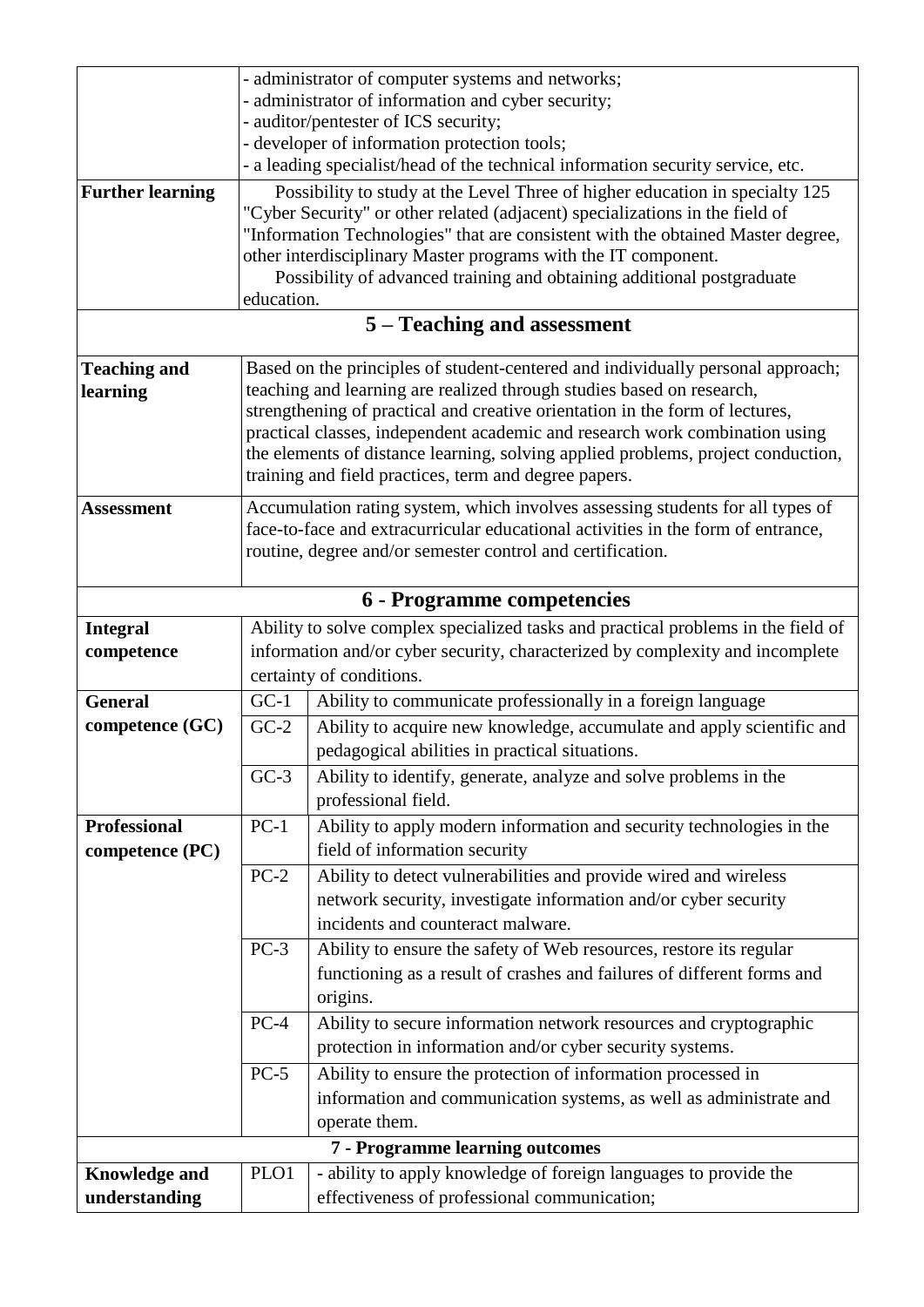| | |
|---|---|
| | - administrator of computer systems and networks;<br>- administrator of information and cyber security;<br>- auditor/pentester of ICS security;<br>- developer of information protection tools;<br>- a leading specialist/head of the technical information security service, etc. |
| **Further learning** | Possibility to study at the Level Three of higher education in specialty 125 "Cyber Security" or other related (adjacent) specializations in the field of "Information Technologies" that are consistent with the obtained Master degree, other interdisciplinary Master programs with the IT component.<br>Possibility of advanced training and obtaining additional postgraduate education. |

## 5 – Teaching and assessment

| | |
|---|---|
| **Teaching and learning** | Based on the principles of student-centered and individually personal approach; teaching and learning are realized through studies based on research, strengthening of practical and creative orientation in the form of lectures, practical classes, independent academic and research work combination using the elements of distance learning, solving applied problems, project conduction, training and field practices, term and degree papers. |
| **Assessment** | Accumulation rating system, which involves assessing students for all types of face-to-face and extracurricular educational activities in the form of entrance, routine, degree and/or semester control and certification. |

## 6 - Programme competencies

| | | |
|---|---|---|
| **Integral competence** | Ability to solve complex specialized tasks and practical problems in the field of information and/or cyber security, characterized by complexity and incomplete certainty of conditions. | |
| **General competence (GC)** | GC-1 | Ability to communicate professionally in a foreign language |
| | GC-2 | Ability to acquire new knowledge, accumulate and apply scientific and pedagogical abilities in practical situations. |
| | GC-3 | Ability to identify, generate, analyze and solve problems in the professional field. |
| **Professional competence (PC)** | PC-1 | Ability to apply modern information and security technologies in the field of information security |
| | PC-2 | Ability to detect vulnerabilities and provide wired and wireless network security, investigate information and/or cyber security incidents and counteract malware. |
| | PC-3 | Ability to ensure the safety of Web resources, restore its regular functioning as a result of crashes and failures of different forms and origins. |
| | PC-4 | Ability to secure information network resources and cryptographic protection in information and/or cyber security systems. |
| | PC-5 | Ability to ensure the protection of information processed in information and communication systems, as well as administrate and operate them. |

## 7 - Programme learning outcomes

| | | |
|---|---|---|
| **Knowledge and understanding** | PLO1 | - ability to apply knowledge of foreign languages to provide the effectiveness of professional communication; |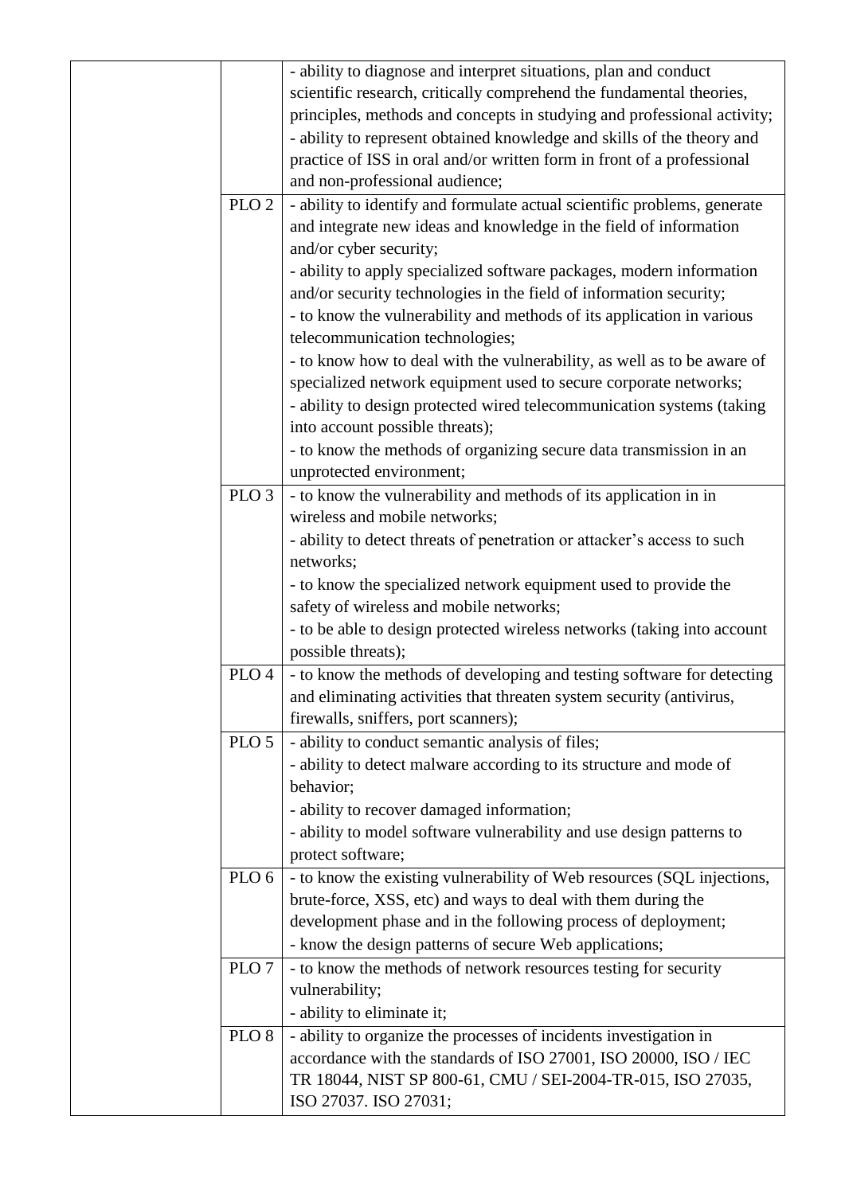| | | |
|---|---|---|
| | | - ability to diagnose and interpret situations, plan and conduct scientific research, critically comprehend the fundamental theories, principles, methods and concepts in studying and professional activity;<br>- ability to represent obtained knowledge and skills of the theory and practice of ISS in oral and/or written form in front of a professional and non-professional audience; |
| | PLO 2 | - ability to identify and formulate actual scientific problems, generate and integrate new ideas and knowledge in the field of information and/or cyber security;<br>- ability to apply specialized software packages, modern information and/or security technologies in the field of information security;<br>- to know the vulnerability and methods of its application in various telecommunication technologies;<br>- to know how to deal with the vulnerability, as well as to be aware of specialized network equipment used to secure corporate networks;<br>- ability to design protected wired telecommunication systems (taking into account possible threats);<br>- to know the methods of organizing secure data transmission in an unprotected environment; |
| | PLO 3 | - to know the vulnerability and methods of its application in in wireless and mobile networks;<br>- ability to detect threats of penetration or attacker's access to such networks;<br>- to know the specialized network equipment used to provide the safety of wireless and mobile networks;<br>- to be able to design protected wireless networks (taking into account possible threats); |
| | PLO 4 | - to know the methods of developing and testing software for detecting and eliminating activities that threaten system security (antivirus, firewalls, sniffers, port scanners); |
| | PLO 5 | - ability to conduct semantic analysis of files;<br>- ability to detect malware according to its structure and mode of behavior;<br>- ability to recover damaged information;<br>- ability to model software vulnerability and use design patterns to protect software; |
| | PLO 6 | - to know the existing vulnerability of Web resources (SQL injections, brute-force, XSS, etc) and ways to deal with them during the development phase and in the following process of deployment;<br>- know the design patterns of secure Web applications; |
| | PLO 7 | - to know the methods of network resources testing for security vulnerability;<br>- ability to eliminate it; |
| | PLO 8 | - ability to organize the processes of incidents investigation in accordance with the standards of ISO 27001, ISO 20000, ISO / IEC TR 18044, NIST SP 800-61, CMU / SEI-2004-TR-015, ISO 27035, ISO 27037. ISO 27031; |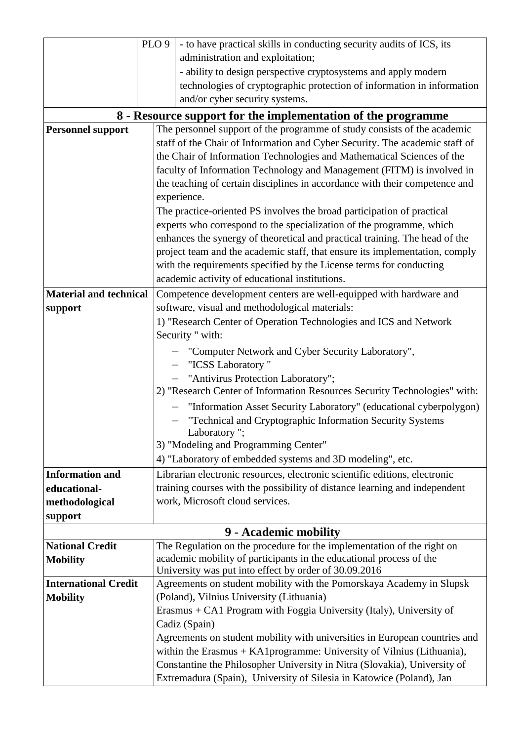| | PLO 9 | - to have practical skills in conducting security audits of ICS, its administration and exploitation;<br>- ability to design perspective cryptosystems and apply modern technologies of cryptographic protection of information in information and/or cyber security systems. |
|---|---|---|

## 8 - Resource support for the implementation of the programme

| | |
|---|---|
| **Personnel support** | The personnel support of the programme of study consists of the academic staff of the Chair of Information and Cyber Security. The academic staff of the Chair of Information Technologies and Mathematical Sciences of the faculty of Information Technology and Management (FITM) is involved in the teaching of certain disciplines in accordance with their competence and experience.<br>The practice-oriented PS involves the broad participation of practical experts who correspond to the specialization of the programme, which enhances the synergy of theoretical and practical training. The head of the project team and the academic staff, that ensure its implementation, comply with the requirements specified by the License terms for conducting academic activity of educational institutions. |
| **Material and technical support** | Competence development centers are well-equipped with hardware and software, visual and methodological materials:<br>1) "Research Center of Operation Technologies and ICS and Network Security " with:<br>– "Computer Network and Cyber Security Laboratory",<br>– "ICSS Laboratory "<br>– "Antivirus Protection Laboratory";<br>2) "Research Center of Information Resources Security Technologies" with:<br>– "Information Asset Security Laboratory" (educational cyberpolygon)<br>– "Technical and Cryptographic Information Security Systems Laboratory ";<br>3) "Modeling and Programming Center"<br>4) "Laboratory of embedded systems and 3D modeling", etc. |
| **Information and educational-methodological support** | Librarian electronic resources, electronic scientific editions, electronic training courses with the possibility of distance learning and independent work, Microsoft cloud services. |

## 9 - Academic mobility

| | |
|---|---|
| **National Credit Mobility** | The Regulation on the procedure for the implementation of the right on academic mobility of participants in the educational process of the University was put into effect by order of 30.09.2016 |
| **International Credit Mobility** | Agreements on student mobility with the Pomorskaya Academy in Slupsk (Poland), Vilnius University (Lithuania)<br>Erasmus + CA1 Program with Foggia University (Italy), University of Cadiz (Spain)<br>Agreements on student mobility with universities in European countries and within the Erasmus + KA1programme: University of Vilnius (Lithuania), Constantine the Philosopher University in Nitra (Slovakia), University of Extremadura (Spain), University of Silesia in Katowice (Poland), Jan |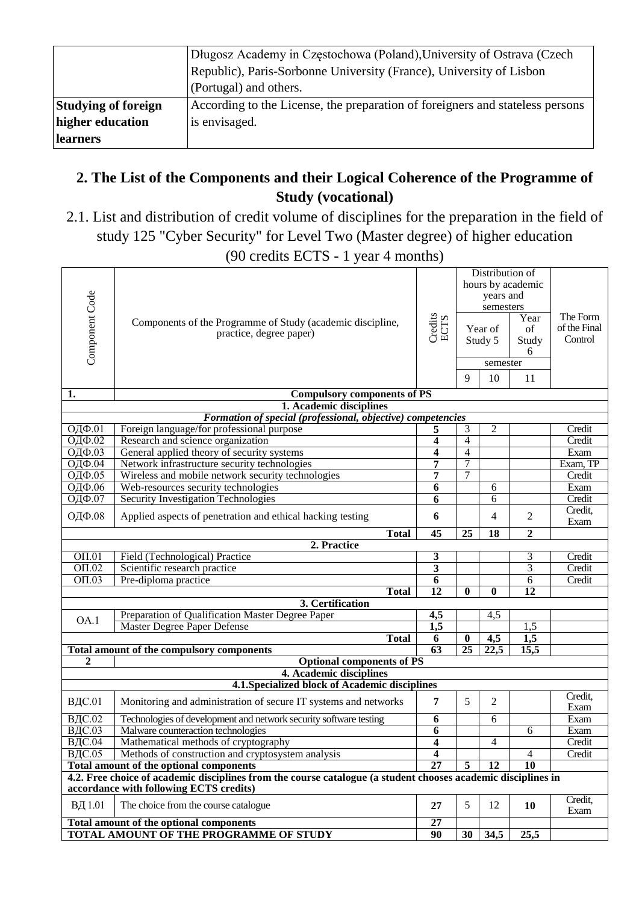| | Długosz Academy in Częstochowa (Poland),University of Ostrava (Czech Republic), Paris-Sorbonne University (France), University of Lisbon (Portugal) and others. |
|---|---|
| **Studying of foreign higher education learners** | According to the License, the preparation of foreigners and stateless persons is envisaged. |

## 2. The List of the Components and their Logical Coherence of the Programme of Study (vocational)

2.1. List and distribution of credit volume of disciplines for the preparation in the field of study 125 "Cyber Security" for Level Two (Master degree) of higher education (90 credits ECTS - 1 year 4 months)

| Component Code | Components of the Programme of Study (academic discipline, practice, degree paper) | Credits ECTS | Distribution of hours by academic years and semesters | | | The Form of the Final Control |
|---|---|---|---|---|---|---|
| | | | Year of Study 5 | | Year of Study 6 | |
| | | | semester | | | |
| | | | 9 | 10 | 11 | |
| **1.** | **Compulsory components of PS** | | | | | |
| | **1. Academic disciplines** | | | | | |
| | ***Formation of special (professional, objective) competencies*** | | | | | |
| ОДФ.01 | Foreign language/for professional purpose | **5** | 3 | 2 | | Credit |
| ОДФ.02 | Research and science organization | **4** | 4 | | | Credit |
| ОДФ.03 | General applied theory of security systems | **4** | 4 | | | Exam |
| ОДФ.04 | Network infrastructure security technologies | **7** | 7 | | | Exam, TP |
| ОДФ.05 | Wireless and mobile network security technologies | **7** | 7 | | | Credit |
| ОДФ.06 | Web-resources security technologies | **6** | | 6 | | Exam |
| ОДФ.07 | Security Investigation Technologies | **6** | | 6 | | Credit |
| ОДФ.08 | Applied aspects of penetration and ethical hacking testing | **6** | | 4 | 2 | Credit, Exam |
| | **Total** | **45** | **25** | **18** | **2** | |
| | **2. Practice** | | | | | |
| ОП.01 | Field (Technological) Practice | **3** | | | 3 | Credit |
| ОП.02 | Scientific research practice | **3** | | | 3 | Credit |
| ОП.03 | Pre-diploma practice | **6** | | | 6 | Credit |
| | **Total** | **12** | **0** | **0** | **12** | |
| | **3. Certification** | | | | | |
| ОА.1 | Preparation of Qualification Master Degree Paper | **4,5** | | 4,5 | | |
| | Master Degree Paper Defense | **1,5** | | | 1,5 | |
| | **Total** | **6** | **0** | **4,5** | **1,5** | |
| **Total amount of the compulsory components** | | **63** | **25** | **22,5** | **15,5** | |
| **2** | **Optional components of PS** | | | | | |
| | **4. Academic disciplines** | | | | | |
| | **4.1.Specialized block of Academic disciplines** | | | | | |
| ВДС.01 | Monitoring and administration of secure IT systems and networks | **7** | 5 | 2 | | Credit, Exam |
| ВДС.02 | Technologies of development and network security software testing | **6** | | 6 | | Exam |
| ВДС.03 | Malware counteraction technologies | **6** | | | 6 | Exam |
| ВДС.04 | Mathematical methods of cryptography | **4** | | 4 | | Credit |
| ВДС.05 | Methods of construction and cryptosystem analysis | **4** | | | 4 | Credit |
| **Total amount of the optional components** | | **27** | **5** | **12** | **10** | |
| **4.2. Free choice of academic disciplines from the course catalogue (a student chooses academic disciplines in accordance with following ECTS credits)** | | | | | | |
| ВД 1.01 | The choice from the course catalogue | **27** | 5 | 12 | **10** | Credit, Exam |
| **Total amount of the optional components** | | **27** | | | | |
| **TOTAL AMOUNT OF THE PROGRAMME OF STUDY** | | **90** | **30** | **34,5** | **25,5** | |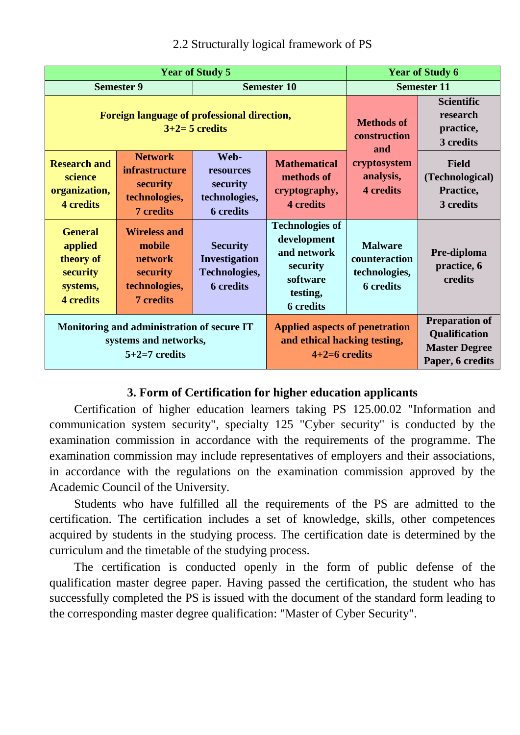2.2 Structurally logical framework of PS

| Year of Study 5 | | | | Year of Study 6 | |
|---|---|---|---|---|---|
| Semester 9 | | Semester 10 | | Semester 11 | |
| **Foreign language of professional direction, 3+2= 5 credits** | | | | **Methods of construction and cryptosystem analysis, 4 credits** | **Scientific research practice, 3 credits** |
| **Research and science organization, 4 credits** | **Network infrastructure security technologies, 7 credits** | **Web-resources security technologies, 6 credits** | **Mathematical methods of cryptography, 4 credits** | | **Field (Technological) Practice, 3 credits** |
| **General applied theory of security systems, 4 credits** | **Wireless and mobile network security technologies, 7 credits** | **Security Investigation Technologies, 6 credits** | **Technologies of development and network security software testing, 6 credits** | **Malware counteraction technologies, 6 credits** | **Pre-diploma practice, 6 credits** |
| **Monitoring and administration of secure IT systems and networks, 5+2=7 credits** | | | **Applied aspects of penetration and ethical hacking testing, 4+2=6 credits** | | **Preparation of Qualification Master Degree Paper, 6 credits** |

## 3. Form of Certification for higher education applicants

Certification of higher education learners taking PS 125.00.02 "Information and communication system security", specialty 125 "Cyber security" is conducted by the examination commission in accordance with the requirements of the programme. The examination commission may include representatives of employers and their associations, in accordance with the regulations on the examination commission approved by the Academic Council of the University.

Students who have fulfilled all the requirements of the PS are admitted to the certification. The certification includes a set of knowledge, skills, other competences acquired by students in the studying process. The certification date is determined by the curriculum and the timetable of the studying process.

The certification is conducted openly in the form of public defense of the qualification master degree paper. Having passed the certification, the student who has successfully completed the PS is issued with the document of the standard form leading to the corresponding master degree qualification: "Master of Cyber Security".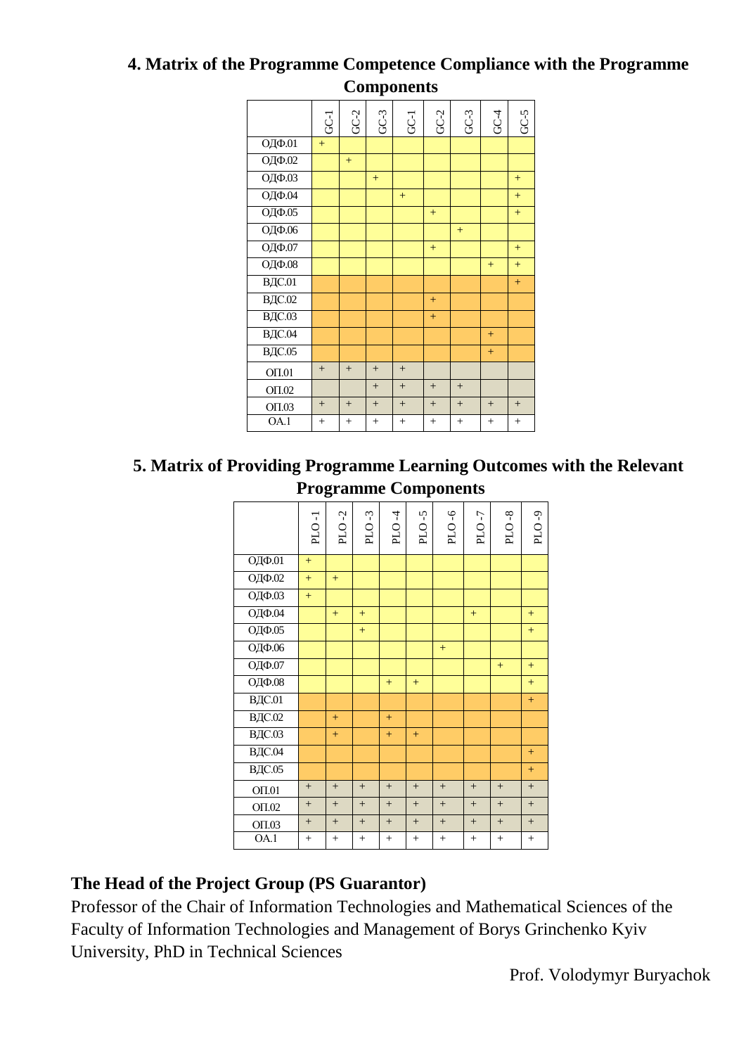## 4. Matrix of the Programme Competence Compliance with the Programme Components

| | GC-1 | GC-2 | GC-3 | GC-1 | GC-2 | GC-3 | GC-4 | GC-5 |
|---|---|---|---|---|---|---|---|---|
| ОДФ.01 | + | | | | | | | |
| ОДФ.02 | | + | | | | | | |
| ОДФ.03 | | | + | | | | | + |
| ОДФ.04 | | | | + | | | | + |
| ОДФ.05 | | | | | + | | | + |
| ОДФ.06 | | | | | | + | | |
| ОДФ.07 | | | | | + | | | + |
| ОДФ.08 | | | | | | | + | + |
| ВДС.01 | | | | | | | | + |
| ВДС.02 | | | | | + | | | |
| ВДС.03 | | | | | + | | | |
| ВДС.04 | | | | | | | + | |
| ВДС.05 | | | | | | | + | |
| ОП.01 | + | + | + | + | | | | |
| ОП.02 | | | + | + | + | + | | |
| ОП.03 | + | + | + | + | + | + | + | + |
| ОА.1 | + | + | + | + | + | + | + | + |

## 5. Matrix of Providing Programme Learning Outcomes with the Relevant Programme Components

| | PLO-1 | PLO-2 | PLO-3 | PLO-4 | PLO-5 | PLO-6 | PLO-7 | PLO-8 | PLO-9 |
|---|---|---|---|---|---|---|---|---|---|
| ОДФ.01 | + | | | | | | | | |
| ОДФ.02 | + | + | | | | | | | |
| ОДФ.03 | + | | | | | | | | |
| ОДФ.04 | | + | + | | | | + | | + |
| ОДФ.05 | | | + | | | | | | + |
| ОДФ.06 | | | | | | + | | | |
| ОДФ.07 | | | | | | | | + | + |
| ОДФ.08 | | | | + | + | | | | + |
| ВДС.01 | | | | | | | | | + |
| ВДС.02 | | + | | + | | | | | |
| ВДС.03 | | + | | + | + | | | | |
| ВДС.04 | | | | | | | | | + |
| ВДС.05 | | | | | | | | | + |
| ОП.01 | + | + | + | + | + | + | + | + | + |
| ОП.02 | + | + | + | + | + | + | + | + | + |
| ОП.03 | + | + | + | + | + | + | + | + | + |
| ОА.1 | + | + | + | + | + | + | + | + | + |

**The Head of the Project Group (PS Guarantor)**

Professor of the Chair of Information Technologies and Mathematical Sciences of the Faculty of Information Technologies and Management of Borys Grinchenko Kyiv University, PhD in Technical Sciences

Prof. Volodymyr Buryachok